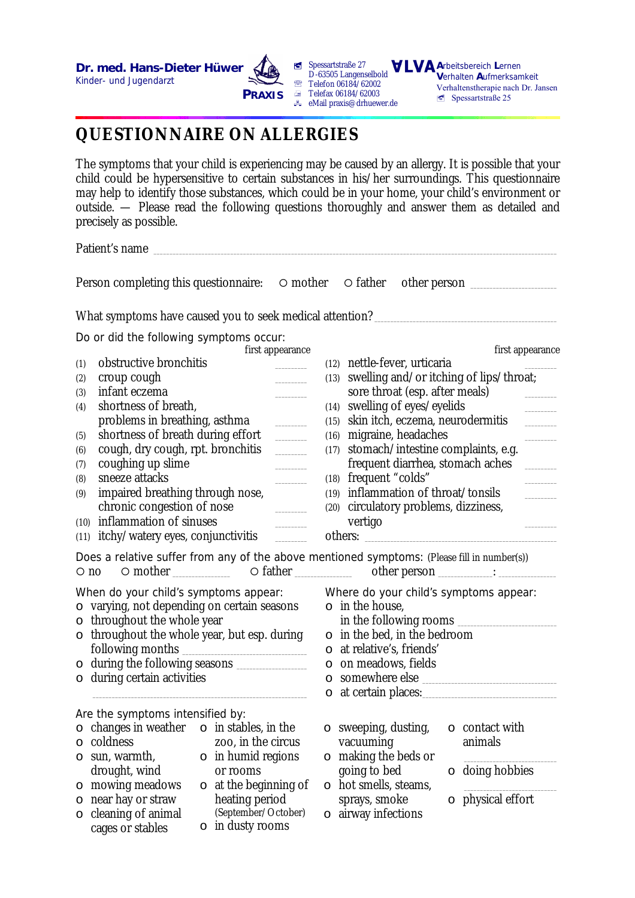**Dr. med. Hans-Dieter Hüwer**
Kinder- und Jugendarzt

PRAXIS

Spessartstraße 27
D-63505 Langenselbold
Telefon 06184/62002
Telefax 06184/62003
eMail praxis@drhuewer.de

ALVA Arbeitsbereich Lernen
Verhalten Aufmerksamkeit
Verhaltenstherapie nach Dr. Jansen
Spessartstraße 25

# QUESTIONNAIRE ON ALLERGIES

The symptoms that your child is experiencing may be caused by an allergy. It is possible that your child could be hypersensitive to certain substances in his/her surroundings. This questionnaire may help to identify those substances, which could be in your home, your child's environment or outside. — Please read the following questions thoroughly and answer them as detailed and precisely as possible.

Patient's name ______________________________

Person completing this questionnaire: ○ mother ○ father other person __________

What symptoms have caused you to seek medical attention? ______________________________

Do or did the following symptoms occur:

| | Symptom | first appearance |
|---|---|---|
| (1) | obstructive bronchitis | ______ |
| (2) | croup cough | ______ |
| (3) | infant eczema | ______ |
| (4) | shortness of breath, problems in breathing, asthma | ______ |
| (5) | shortness of breath during effort | ______ |
| (6) | cough, dry cough, rpt. bronchitis | ______ |
| (7) | coughing up slime | ______ |
| (8) | sneeze attacks | ______ |
| (9) | impaired breathing through nose, chronic congestion of nose | ______ |
| (10) | inflammation of sinuses | ______ |
| (11) | itchy/watery eyes, conjunctivitis | ______ |
| (12) | nettle-fever, urticaria | ______ |
| (13) | swelling and/or itching of lips/throat; sore throat (esp. after meals) | ______ |
| (14) | swelling of eyes/eyelids | ______ |
| (15) | skin itch, eczema, neurodermitis | ______ |
| (16) | migraine, headaches | ______ |
| (17) | stomach/intestine complaints, e.g. frequent diarrhea, stomach aches | ______ |
| (18) | frequent "colds" | ______ |
| (19) | inflammation of throat/tonsils | ______ |
| (20) | circulatory problems, dizziness, vertigo | ______ |
| | others: | ______ |

Does a relative suffer from any of the above mentioned symptoms: (Please fill in number(s))
○ no ○ mother ______ ○ father ______ other person ______: ______

When do your child's symptoms appear:
- o varying, not depending on certain seasons
- o throughout the whole year
- o throughout the whole year, but esp. during following months ______
- o during the following seasons ______
- o during certain activities ______

Where do your child's symptoms appear:
- o in the house, in the following rooms ______
- o in the bed, in the bedroom
- o at relative's, friends'
- o on meadows, fields
- o somewhere else ______
- o at certain places: ______

Are the symptoms intensified by:
- o changes in weather
- o coldness
- o sun, warmth, drought, wind
- o mowing meadows
- o near hay or straw
- o cleaning of animal cages or stables
- o in stables, in the zoo, in the circus
- o in humid regions or rooms
- o at the beginning of heating period (September/October)
- o in dusty rooms
- o sweeping, dusting, vacuuming
- o making the beds or going to bed
- o hot smells, steams, sprays, smoke
- o airway infections
- o contact with animals ______
- o doing hobbies ______
- o physical effort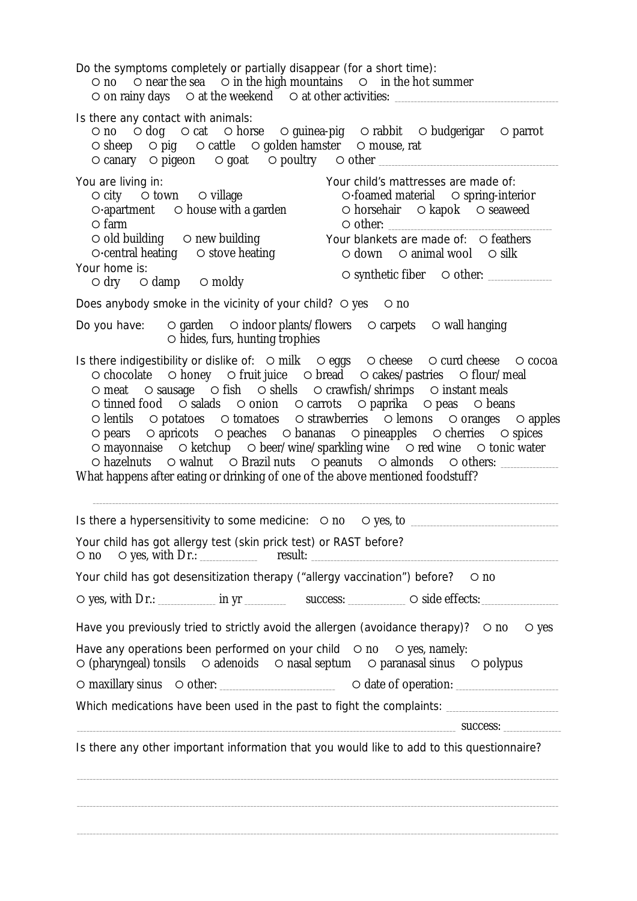Do the symptoms completely or partially disappear (for a short time):
○ no ○ near the sea ○ in the high mountains ○ in the hot summer
○ on rainy days ○ at the weekend ○ at other activities: ______________________

Is there any contact with animals:
○ no ○ dog ○ cat ○ horse ○ guinea-pig ○ rabbit ○ budgerigar ○ parrot
○ sheep ○ pig ○ cattle ○ golden hamster ○ mouse, rat
○ canary ○ pigeon ○ goat ○ poultry ○ other ______________________

You are living in:
○ city ○ town ○ village
○ apartment ○ house with a garden
○ farm
○ old building ○ new building
○ central heating ○ stove heating

Your home is:
○ dry ○ damp ○ moldy

Your child's mattresses are made of:
○ foamed material ○ spring-interior
○ horsehair ○ kapok ○ seaweed
○ other: ______________________

Your blankets are made of: ○ feathers
○ down ○ animal wool ○ silk
○ synthetic fiber ○ other: __________

Does anybody smoke in the vicinity of your child? ○ yes ○ no

Do you have: ○ garden ○ indoor plants/flowers ○ carpets ○ wall hanging
○ hides, furs, hunting trophies

Is there indigestibility or dislike of: ○ milk ○ eggs ○ cheese ○ curd cheese ○ cocoa
○ chocolate ○ honey ○ fruit juice ○ bread ○ cakes/pastries ○ flour/meal
○ meat ○ sausage ○ fish ○ shells ○ crawfish/shrimps ○ instant meals
○ tinned food ○ salads ○ onion ○ carrots ○ paprika ○ peas ○ beans
○ lentils ○ potatoes ○ tomatoes ○ strawberries ○ lemons ○ oranges ○ apples
○ pears ○ apricots ○ peaches ○ bananas ○ pineapples ○ cherries ○ spices
○ mayonnaise ○ ketchup ○ beer/wine/sparkling wine ○ red wine ○ tonic water
○ hazelnuts ○ walnut ○ Brazil nuts ○ peanuts ○ almonds ○ others: __________

What happens after eating or drinking of one of the above mentioned foodstuff?

______________________________________________________________________

Is there a hypersensitivity to some medicine: ○ no ○ yes, to ______________________

Your child has got allergy test (skin prick test) or RAST before?
○ no ○ yes, with Dr.: __________ result: ______________________

Your child has got desensitization therapy ("allergy vaccination") before? ○ no
○ yes, with Dr.: __________ in yr ________ success: __________ ○ side effects: __________

Have you previously tried to strictly avoid the allergen (avoidance therapy)? ○ no ○ yes

Have any operations been performed on your child ○ no ○ yes, namely:
○ (pharyngeal) tonsils ○ adenoids ○ nasal septum ○ paranasal sinus ○ polypus
○ maxillary sinus ○ other: ______________ ○ date of operation: ______________

Which medications have been used in the past to fight the complaints: ______________

______________________________________________________________________ success: __________

Is there any other important information that you would like to add to this questionnaire?

______________________________________________________________________

______________________________________________________________________

______________________________________________________________________